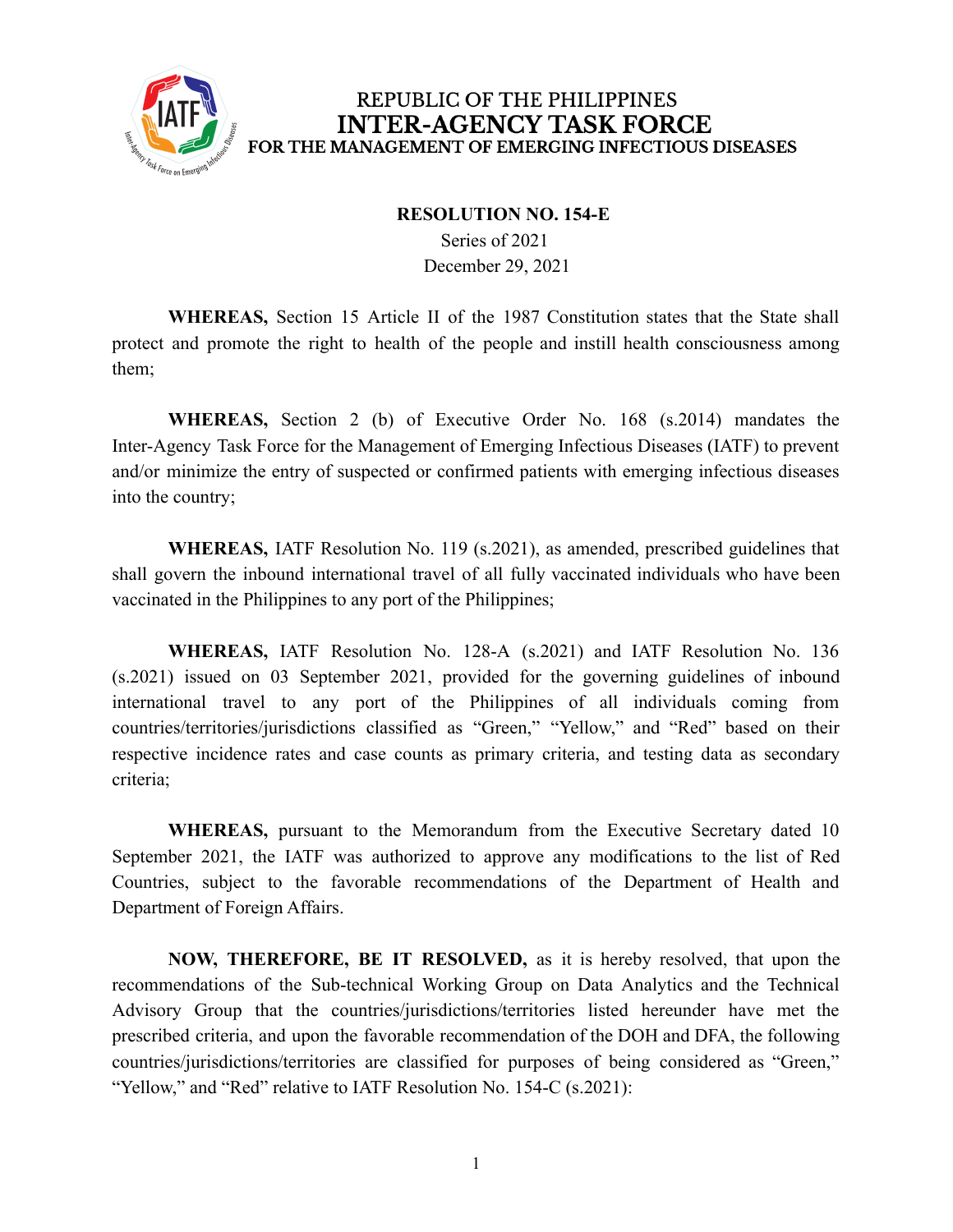REPUBLIC OF THE PHILIPPINES

# INTER-AGENCY TASK FORCE

## FOR THE MANAGEMENT OF EMERGING INFECTIOUS DISEASES

**RESOLUTION NO. 154-E**

Series of 2021

December 29, 2021

**WHEREAS,** Section 15 Article II of the 1987 Constitution states that the State shall protect and promote the right to health of the people and instill health consciousness among them;

**WHEREAS,** Section 2 (b) of Executive Order No. 168 (s.2014) mandates the Inter-Agency Task Force for the Management of Emerging Infectious Diseases (IATF) to prevent and/or minimize the entry of suspected or confirmed patients with emerging infectious diseases into the country;

**WHEREAS,** IATF Resolution No. 119 (s.2021), as amended, prescribed guidelines that shall govern the inbound international travel of all fully vaccinated individuals who have been vaccinated in the Philippines to any port of the Philippines;

**WHEREAS,** IATF Resolution No. 128-A (s.2021) and IATF Resolution No. 136 (s.2021) issued on 03 September 2021, provided for the governing guidelines of inbound international travel to any port of the Philippines of all individuals coming from countries/territories/jurisdictions classified as "Green," "Yellow," and "Red" based on their respective incidence rates and case counts as primary criteria, and testing data as secondary criteria;

**WHEREAS,** pursuant to the Memorandum from the Executive Secretary dated 10 September 2021, the IATF was authorized to approve any modifications to the list of Red Countries, subject to the favorable recommendations of the Department of Health and Department of Foreign Affairs.

**NOW, THEREFORE, BE IT RESOLVED,** as it is hereby resolved, that upon the recommendations of the Sub-technical Working Group on Data Analytics and the Technical Advisory Group that the countries/jurisdictions/territories listed hereunder have met the prescribed criteria, and upon the favorable recommendation of the DOH and DFA, the following countries/jurisdictions/territories are classified for purposes of being considered as "Green," "Yellow," and "Red" relative to IATF Resolution No. 154-C (s.2021):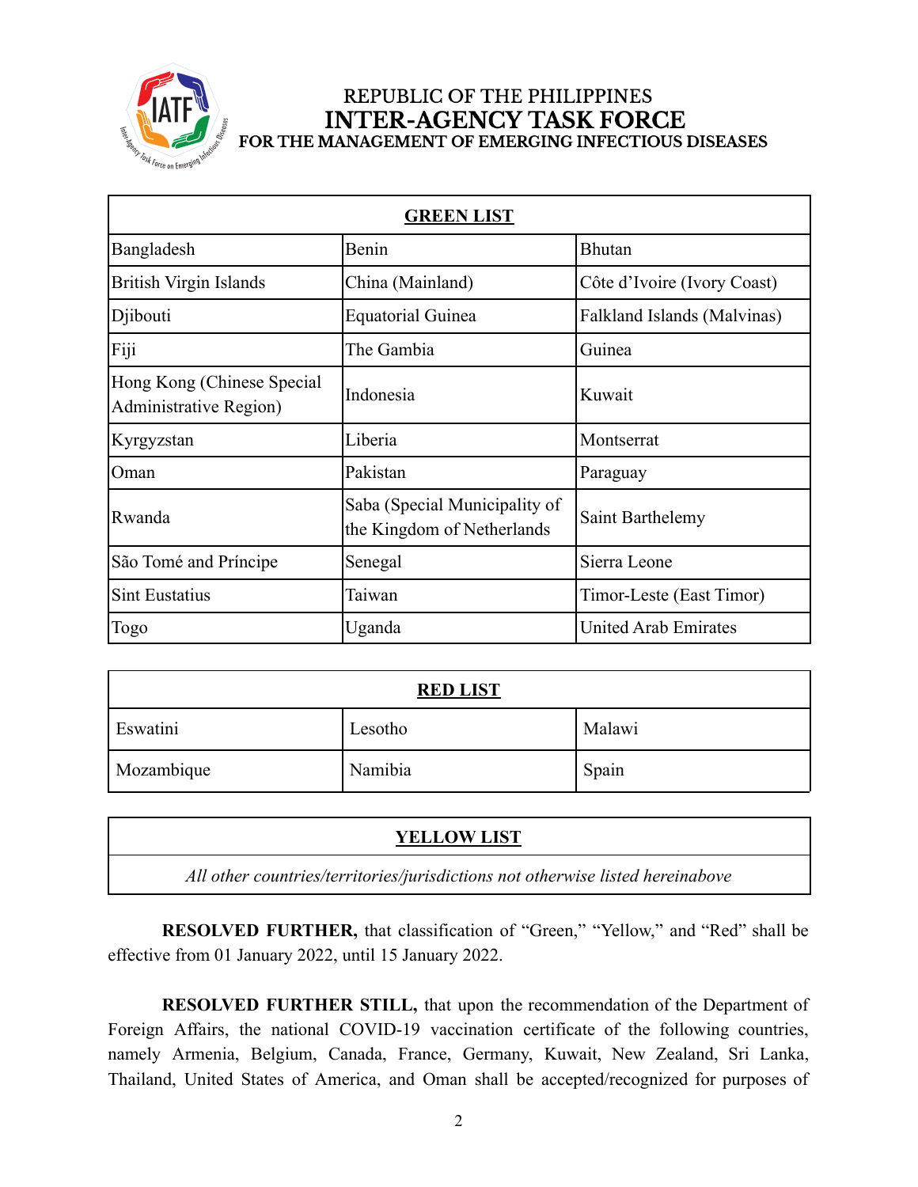REPUBLIC OF THE PHILIPPINES
**INTER-AGENCY TASK FORCE**
**FOR THE MANAGEMENT OF EMERGING INFECTIOUS DISEASES**

| **GREEN LIST** | | |
|---|---|---|
| Bangladesh | Benin | Bhutan |
| British Virgin Islands | China (Mainland) | Côte d'Ivoire (Ivory Coast) |
| Djibouti | Equatorial Guinea | Falkland Islands (Malvinas) |
| Fiji | The Gambia | Guinea |
| Hong Kong (Chinese Special Administrative Region) | Indonesia | Kuwait |
| Kyrgyzstan | Liberia | Montserrat |
| Oman | Pakistan | Paraguay |
| Rwanda | Saba (Special Municipality of the Kingdom of Netherlands | Saint Barthelemy |
| São Tomé and Príncipe | Senegal | Sierra Leone |
| Sint Eustatius | Taiwan | Timor-Leste (East Timor) |
| Togo | Uganda | United Arab Emirates |

| **RED LIST** | | |
|---|---|---|
| Eswatini | Lesotho | Malawi |
| Mozambique | Namibia | Spain |

| **YELLOW LIST** |
|---|
| *All other countries/territories/jurisdictions not otherwise listed hereinabove* |

**RESOLVED FURTHER,** that classification of "Green," "Yellow," and "Red" shall be effective from 01 January 2022, until 15 January 2022.

**RESOLVED FURTHER STILL,** that upon the recommendation of the Department of Foreign Affairs, the national COVID-19 vaccination certificate of the following countries, namely Armenia, Belgium, Canada, France, Germany, Kuwait, New Zealand, Sri Lanka, Thailand, United States of America, and Oman shall be accepted/recognized for purposes of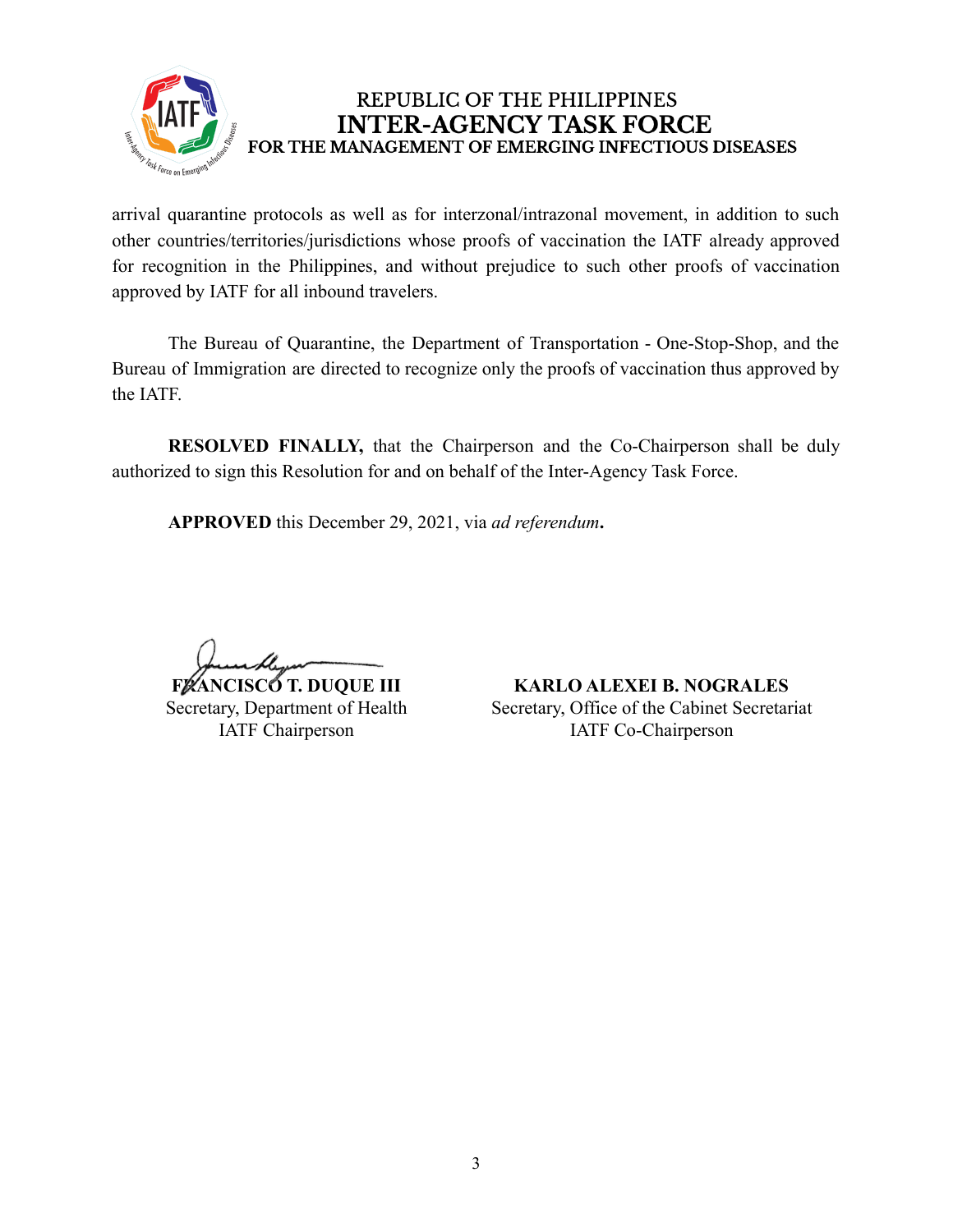arrival quarantine protocols as well as for interzonal/intrazonal movement, in addition to such other countries/territories/jurisdictions whose proofs of vaccination the IATF already approved for recognition in the Philippines, and without prejudice to such other proofs of vaccination approved by IATF for all inbound travelers.

The Bureau of Quarantine, the Department of Transportation - One-Stop-Shop, and the Bureau of Immigration are directed to recognize only the proofs of vaccination thus approved by the IATF.

**RESOLVED FINALLY,** that the Chairperson and the Co-Chairperson shall be duly authorized to sign this Resolution for and on behalf of the Inter-Agency Task Force.

**APPROVED** this December 29, 2021, via *ad referendum***.**

**FRANCISCO T. DUQUE III**
Secretary, Department of Health
IATF Chairperson

**KARLO ALEXEI B. NOGRALES**
Secretary, Office of the Cabinet Secretariat
IATF Co-Chairperson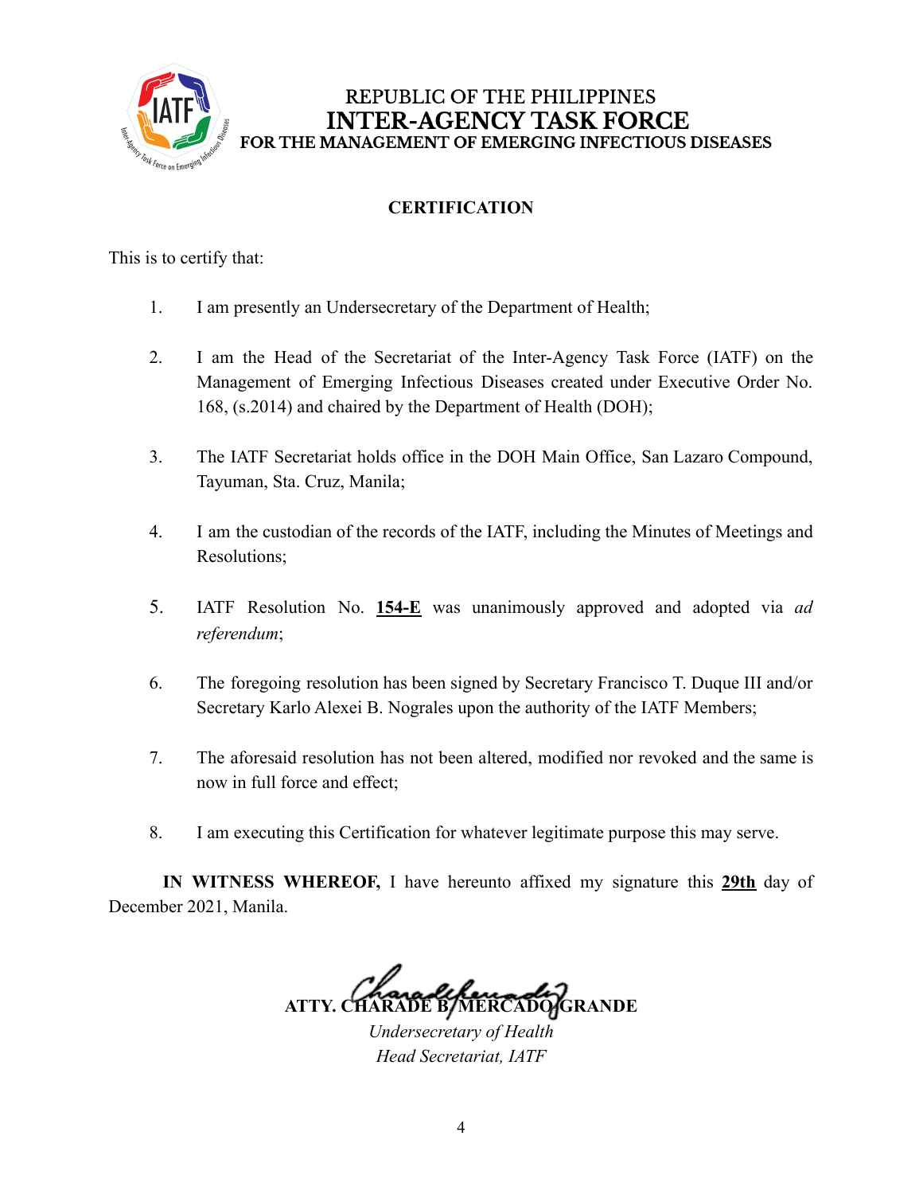REPUBLIC OF THE PHILIPPINES
**INTER-AGENCY TASK FORCE**
**FOR THE MANAGEMENT OF EMERGING INFECTIOUS DISEASES**

## CERTIFICATION

This is to certify that:

1. I am presently an Undersecretary of the Department of Health;

2. I am the Head of the Secretariat of the Inter-Agency Task Force (IATF) on the Management of Emerging Infectious Diseases created under Executive Order No. 168, (s.2014) and chaired by the Department of Health (DOH);

3. The IATF Secretariat holds office in the DOH Main Office, San Lazaro Compound, Tayuman, Sta. Cruz, Manila;

4. I am the custodian of the records of the IATF, including the Minutes of Meetings and Resolutions;

5. IATF Resolution No. **154-E** was unanimously approved and adopted via *ad referendum*;

6. The foregoing resolution has been signed by Secretary Francisco T. Duque III and/or Secretary Karlo Alexei B. Nograles upon the authority of the IATF Members;

7. The aforesaid resolution has not been altered, modified nor revoked and the same is now in full force and effect;

8. I am executing this Certification for whatever legitimate purpose this may serve.

**IN WITNESS WHEREOF,** I have hereunto affixed my signature this **29th** day of December 2021, Manila.

**ATTY. CHARADE B. MERCADO-GRANDE**
*Undersecretary of Health*
*Head Secretariat, IATF*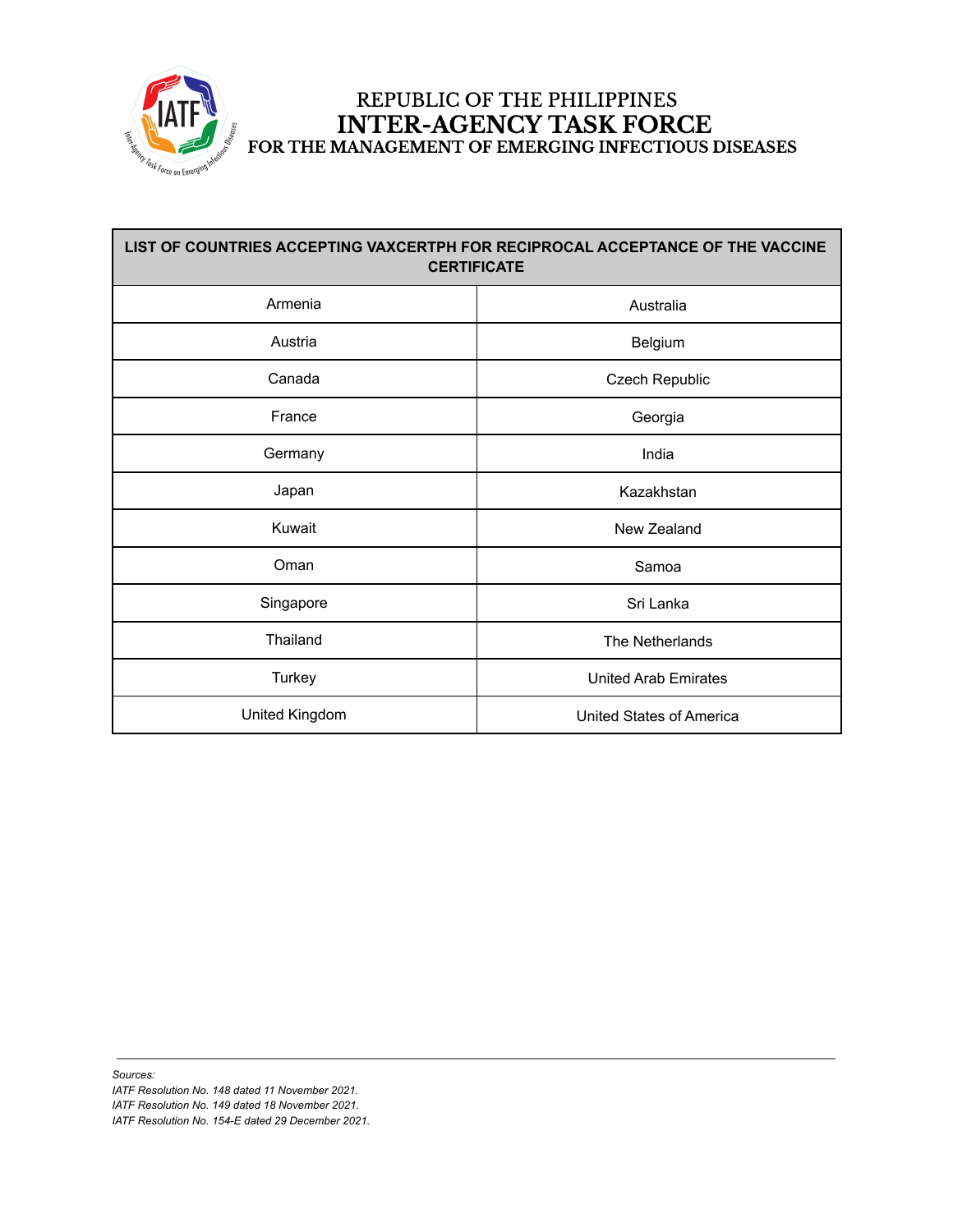REPUBLIC OF THE PHILIPPINES
# INTER-AGENCY TASK FORCE
FOR THE MANAGEMENT OF EMERGING INFECTIOUS DISEASES

| LIST OF COUNTRIES ACCEPTING VAXCERTPH FOR RECIPROCAL ACCEPTANCE OF THE VACCINE CERTIFICATE | |
|---|---|
| Armenia | Australia |
| Austria | Belgium |
| Canada | Czech Republic |
| France | Georgia |
| Germany | India |
| Japan | Kazakhstan |
| Kuwait | New Zealand |
| Oman | Samoa |
| Singapore | Sri Lanka |
| Thailand | The Netherlands |
| Turkey | United Arab Emirates |
| United Kingdom | United States of America |

*Sources:*
*IATF Resolution No. 148 dated 11 November 2021.*
*IATF Resolution No. 149 dated 18 November 2021.*
*IATF Resolution No. 154-E dated 29 December 2021.*